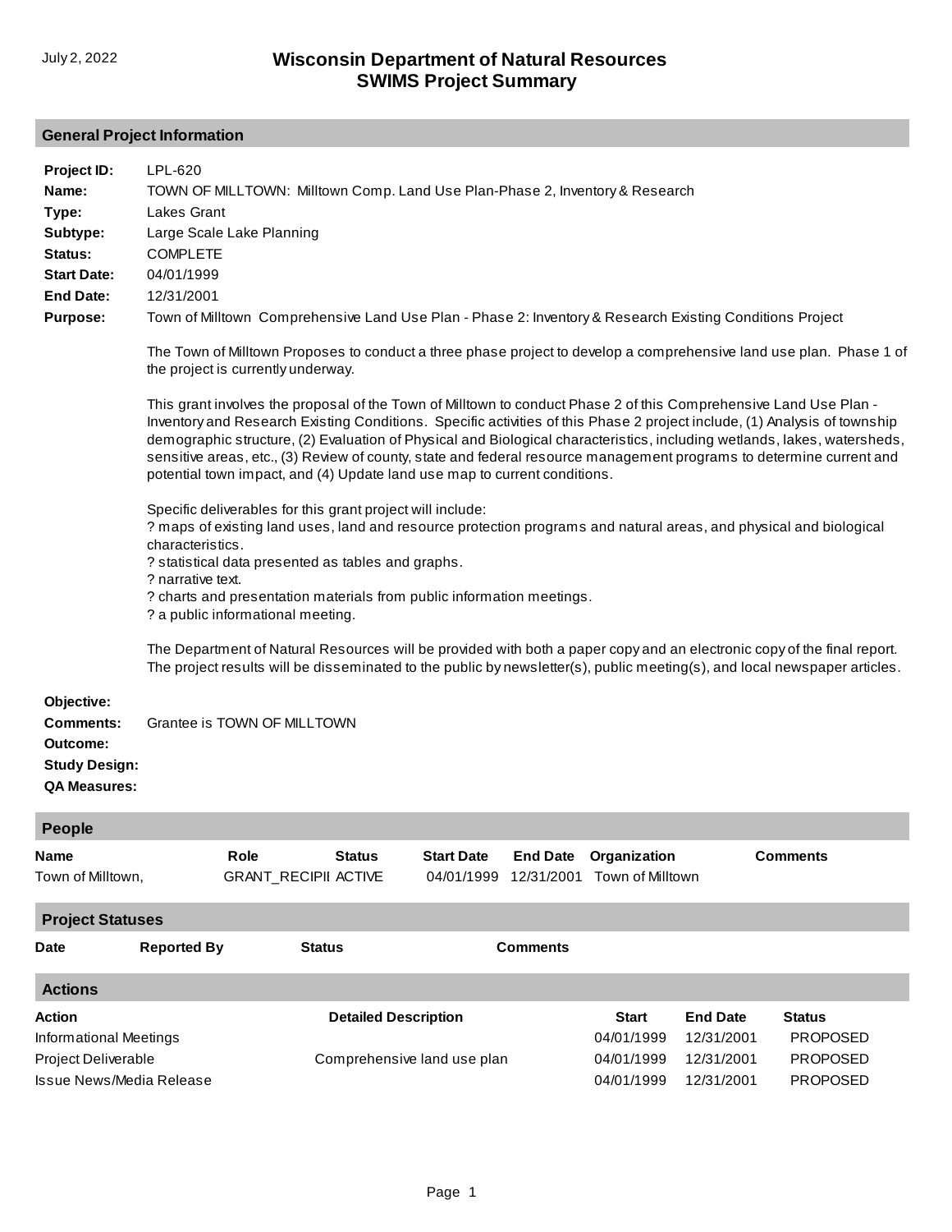# Wisconsin Department of Natural Resources
# SWIMS Project Summary

July 2, 2022

## General Project Information

**Project ID:** LPL-620

**Name:** TOWN OF MILLTOWN: Milltown Comp. Land Use Plan-Phase 2, Inventory & Research

**Type:** Lakes Grant

**Subtype:** Large Scale Lake Planning

**Status:** COMPLETE

**Start Date:** 04/01/1999

**End Date:** 12/31/2001

**Purpose:** Town of Milltown Comprehensive Land Use Plan - Phase 2: Inventory & Research Existing Conditions Project

The Town of Milltown Proposes to conduct a three phase project to develop a comprehensive land use plan. Phase 1 of the project is currently underway.

This grant involves the proposal of the Town of Milltown to conduct Phase 2 of this Comprehensive Land Use Plan - Inventory and Research Existing Conditions. Specific activities of this Phase 2 project include, (1) Analysis of township demographic structure, (2) Evaluation of Physical and Biological characteristics, including wetlands, lakes, watersheds, sensitive areas, etc., (3) Review of county, state and federal resource management programs to determine current and potential town impact, and (4) Update land use map to current conditions.

Specific deliverables for this grant project will include:
? maps of existing land uses, land and resource protection programs and natural areas, and physical and biological characteristics.
? statistical data presented as tables and graphs.
? narrative text.
? charts and presentation materials from public information meetings.
? a public informational meeting.

The Department of Natural Resources will be provided with both a paper copy and an electronic copy of the final report. The project results will be disseminated to the public by newsletter(s), public meeting(s), and local newspaper articles.

**Objective:**

**Comments:** Grantee is TOWN OF MILLTOWN

**Outcome:**

**Study Design:**

**QA Measures:**

## People

| Name | Role | Status | Start Date | End Date | Organization | Comments |
|---|---|---|---|---|---|---|
| Town of Milltown, | GRANT_RECIPII | ACTIVE | 04/01/1999 | 12/31/2001 | Town of Milltown | |

## Project Statuses

| Date | Reported By | Status | Comments |
|---|---|---|---|

## Actions

| Action | Detailed Description | Start | End Date | Status |
|---|---|---|---|---|
| Informational Meetings | | 04/01/1999 | 12/31/2001 | PROPOSED |
| Project Deliverable | Comprehensive land use plan | 04/01/1999 | 12/31/2001 | PROPOSED |
| Issue News/Media Release | | 04/01/1999 | 12/31/2001 | PROPOSED |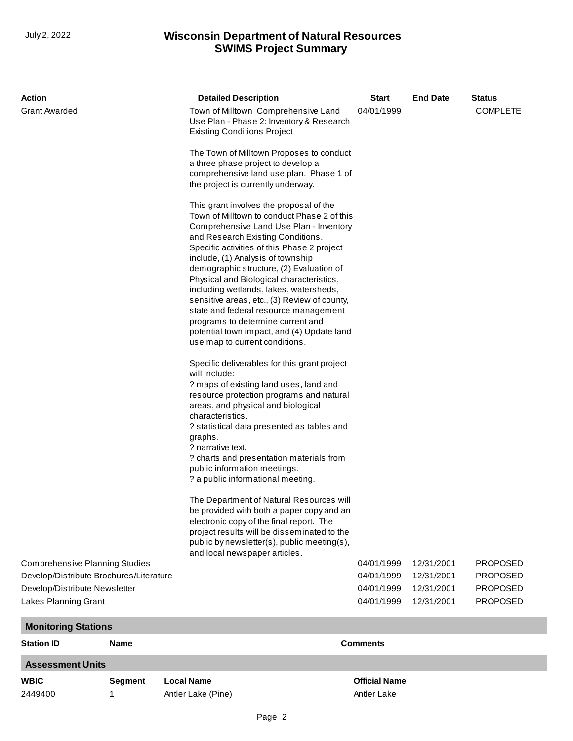| Action | Detailed Description | Start | End Date | Status |
|---|---|---|---|---|
| Grant Awarded | Town of Milltown Comprehensive Land Use Plan - Phase 2: Inventory & Research Existing Conditions Project<br><br>The Town of Milltown Proposes to conduct a three phase project to develop a comprehensive land use plan. Phase 1 of the project is currently underway.<br><br>This grant involves the proposal of the Town of Milltown to conduct Phase 2 of this Comprehensive Land Use Plan - Inventory and Research Existing Conditions. Specific activities of this Phase 2 project include, (1) Analysis of township demographic structure, (2) Evaluation of Physical and Biological characteristics, including wetlands, lakes, watersheds, sensitive areas, etc., (3) Review of county, state and federal resource management programs to determine current and potential town impact, and (4) Update land use map to current conditions.<br><br>Specific deliverables for this grant project will include:<br>? maps of existing land uses, land and resource protection programs and natural areas, and physical and biological characteristics.<br>? statistical data presented as tables and graphs.<br>? narrative text.<br>? charts and presentation materials from public information meetings.<br>? a public informational meeting.<br><br>The Department of Natural Resources will be provided with both a paper copy and an electronic copy of the final report. The project results will be disseminated to the public by newsletter(s), public meeting(s), and local newspaper articles. | 04/01/1999 | | COMPLETE |
| Comprehensive Planning Studies | | 04/01/1999 | 12/31/2001 | PROPOSED |
| Develop/Distribute Brochures/Literature | | 04/01/1999 | 12/31/2001 | PROPOSED |
| Develop/Distribute Newsletter | | 04/01/1999 | 12/31/2001 | PROPOSED |
| Lakes Planning Grant | | 04/01/1999 | 12/31/2001 | PROPOSED |

## Monitoring Stations

| Station ID | Name | Comments |
|---|---|---|

## Assessment Units

| WBIC | Segment | Local Name | Official Name |
|---|---|---|---|
| 2449400 | 1 | Antler Lake (Pine) | Antler Lake |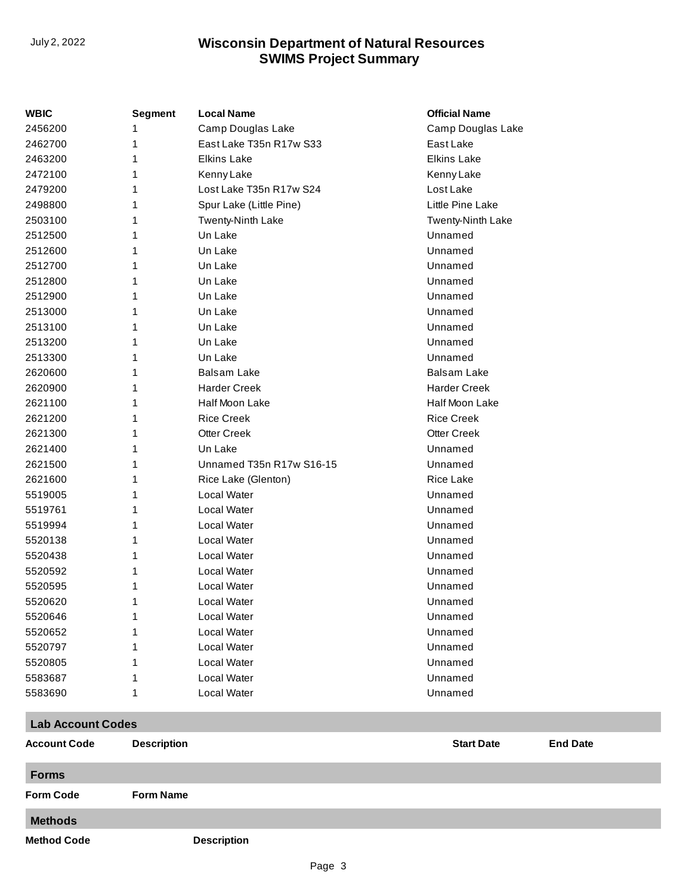| WBIC | Segment | Local Name | Official Name |
|---|---|---|---|
| 2456200 | 1 | Camp Douglas Lake | Camp Douglas Lake |
| 2462700 | 1 | East Lake T35n R17w S33 | East Lake |
| 2463200 | 1 | Elkins Lake | Elkins Lake |
| 2472100 | 1 | Kenny Lake | Kenny Lake |
| 2479200 | 1 | Lost Lake T35n R17w S24 | Lost Lake |
| 2498800 | 1 | Spur Lake (Little Pine) | Little Pine Lake |
| 2503100 | 1 | Twenty-Ninth Lake | Twenty-Ninth Lake |
| 2512500 | 1 | Un Lake | Unnamed |
| 2512600 | 1 | Un Lake | Unnamed |
| 2512700 | 1 | Un Lake | Unnamed |
| 2512800 | 1 | Un Lake | Unnamed |
| 2512900 | 1 | Un Lake | Unnamed |
| 2513000 | 1 | Un Lake | Unnamed |
| 2513100 | 1 | Un Lake | Unnamed |
| 2513200 | 1 | Un Lake | Unnamed |
| 2513300 | 1 | Un Lake | Unnamed |
| 2620600 | 1 | Balsam Lake | Balsam Lake |
| 2620900 | 1 | Harder Creek | Harder Creek |
| 2621100 | 1 | Half Moon Lake | Half Moon Lake |
| 2621200 | 1 | Rice Creek | Rice Creek |
| 2621300 | 1 | Otter Creek | Otter Creek |
| 2621400 | 1 | Un Lake | Unnamed |
| 2621500 | 1 | Unnamed T35n R17w S16-15 | Unnamed |
| 2621600 | 1 | Rice Lake (Glenton) | Rice Lake |
| 5519005 | 1 | Local Water | Unnamed |
| 5519761 | 1 | Local Water | Unnamed |
| 5519994 | 1 | Local Water | Unnamed |
| 5520138 | 1 | Local Water | Unnamed |
| 5520438 | 1 | Local Water | Unnamed |
| 5520592 | 1 | Local Water | Unnamed |
| 5520595 | 1 | Local Water | Unnamed |
| 5520620 | 1 | Local Water | Unnamed |
| 5520646 | 1 | Local Water | Unnamed |
| 5520652 | 1 | Local Water | Unnamed |
| 5520797 | 1 | Local Water | Unnamed |
| 5520805 | 1 | Local Water | Unnamed |
| 5583687 | 1 | Local Water | Unnamed |
| 5583690 | 1 | Local Water | Unnamed |

## Lab Account Codes

| Account Code | Description | Start Date | End Date |
|---|---|---|---|

## Forms

| Form Code | Form Name |
|---|---|

## Methods

| Method Code | Description |
|---|---|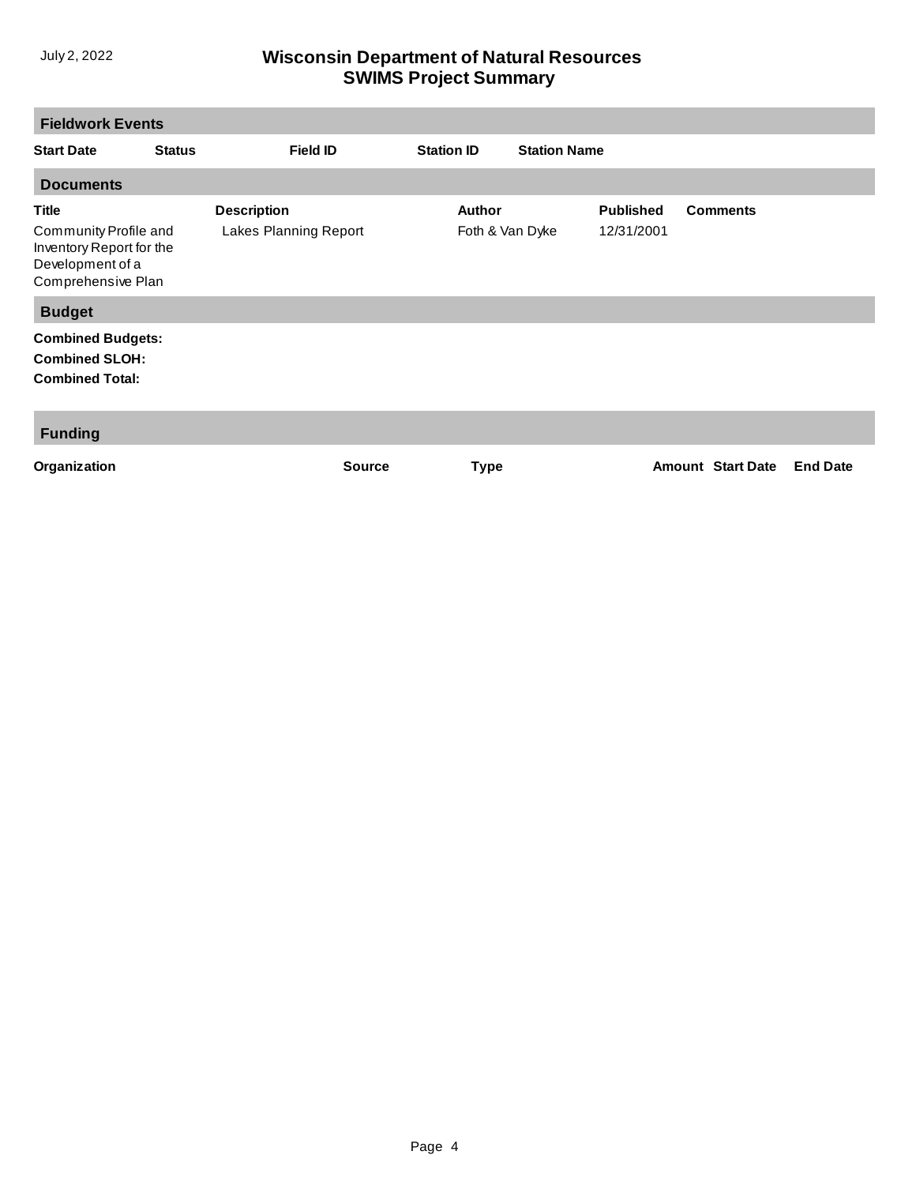## Fieldwork Events

| Start Date | Status | Field ID | Station ID | Station Name |
| --- | --- | --- | --- | --- |

## Documents

| Title | Description | Author | Published | Comments |
| --- | --- | --- | --- | --- |
| Community Profile and Inventory Report for the Development of a Comprehensive Plan | Lakes Planning Report | Foth & Van Dyke | 12/31/2001 | |

## Budget

**Combined Budgets:**

**Combined SLOH:**

**Combined Total:**

## Funding

| Organization | Source | Type | Amount | Start Date | End Date |
| --- | --- | --- | --- | --- | --- |